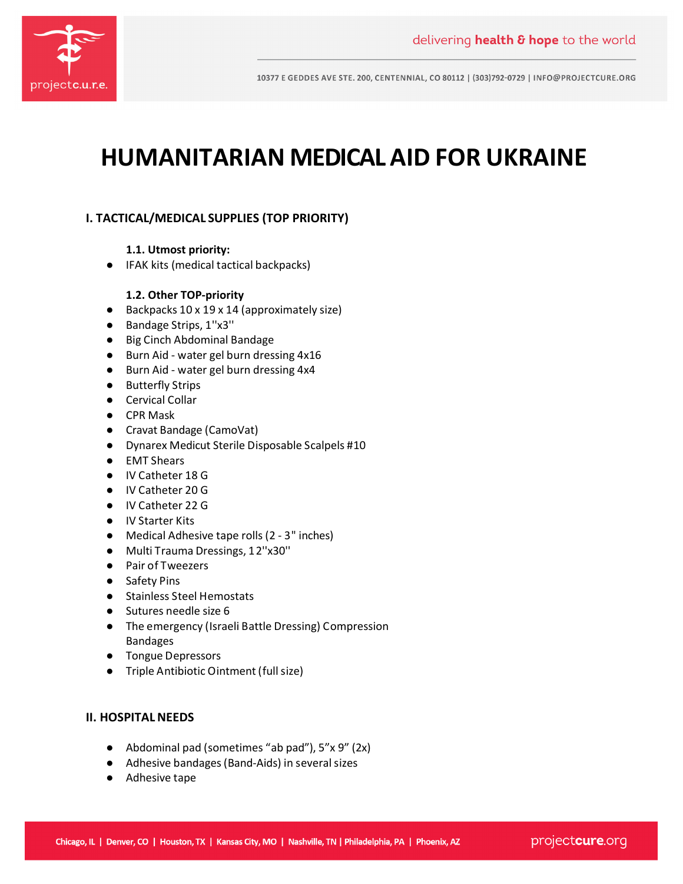# HUMANITARIAN MEDICAL AID FOR UKRAINE

## I. TACTICAL/MEDICAL SUPPLIES (TOP PRIORITY)

### 1.1. Utmost priority:

- IFAK kits (medical tactical backpacks)

### 1.2. Other TOP-priority

- Backpacks 10 x 19 x 14 (approximately size)
- Bandage Strips, 1''x3''
- Big Cinch Abdominal Bandage
- Burn Aid - water gel burn dressing 4x16
- Burn Aid - water gel burn dressing 4x4
- Butterfly Strips
- Cervical Collar
- CPR Mask
- Cravat Bandage (CamoVat)
- Dynarex Medicut Sterile Disposable Scalpels #10
- EMT Shears
- IV Catheter 18 G
- IV Catheter 20 G
- IV Catheter 22 G
- IV Starter Kits
- Medical Adhesive tape rolls (2 - 3" inches)
- Multi Trauma Dressings, 12''x30''
- Pair of Tweezers
- Safety Pins
- Stainless Steel Hemostats
- Sutures needle size 6
- The emergency (Israeli Battle Dressing) Compression Bandages
- Tongue Depressors
- Triple Antibiotic Ointment (full size)

## II. HOSPITAL NEEDS

- Abdominal pad (sometimes “ab pad”), 5”x 9” (2x)
- Adhesive bandages (Band-Aids) in several sizes
- Adhesive tape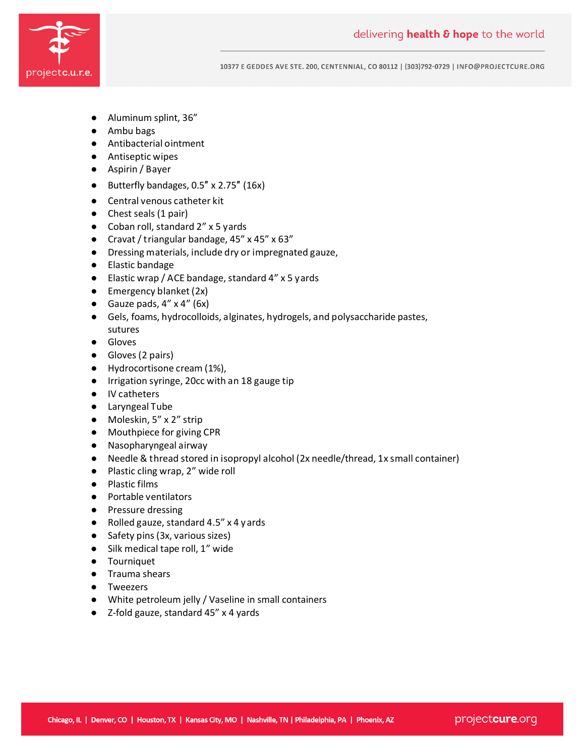- Aluminum splint, 36”
- Ambu bags
- Antibacterial ointment
- Antiseptic wipes
- Aspirin / Bayer
- Butterfly bandages, 0.5″ x 2.75″ (16x)
- Central venous catheter kit
- Chest seals (1 pair)
- Coban roll, standard 2” x 5 yards
- Cravat / triangular bandage, 45” x 45” x 63”
- Dressing materials, include dry or impregnated gauze,
- Elastic bandage
- Elastic wrap / ACE bandage, standard 4” x 5 yards
- Emergency blanket (2x)
- Gauze pads, 4” x 4” (6x)
- Gels, foams, hydrocolloids, alginates, hydrogels, and polysaccharide pastes, sutures
- Gloves
- Gloves (2 pairs)
- Hydrocortisone cream (1%),
- Irrigation syringe, 20cc with an 18 gauge tip
- IV catheters
- Laryngeal Tube
- Moleskin, 5” x 2” strip
- Mouthpiece for giving CPR
- Nasopharyngeal airway
- Needle & thread stored in isopropyl alcohol (2x needle/thread, 1x small container)
- Plastic cling wrap, 2” wide roll
- Plastic films
- Portable ventilators
- Pressure dressing
- Rolled gauze, standard 4.5” x 4 yards
- Safety pins (3x, various sizes)
- Silk medical tape roll, 1” wide
- Tourniquet
- Trauma shears
- Tweezers
- White petroleum jelly / Vaseline in small containers
- Z-fold gauze, standard 45” x 4 yards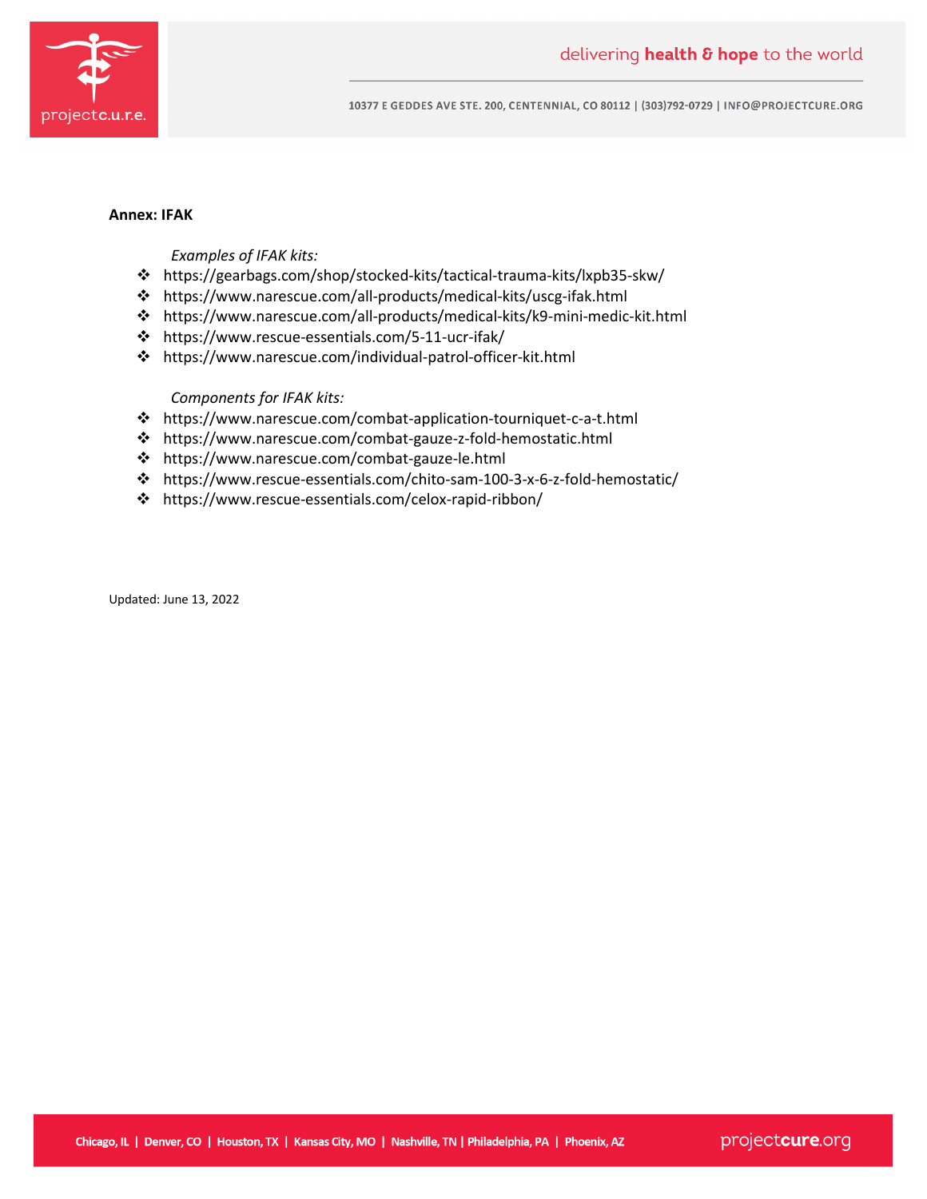**Annex: IFAK**

*Examples of IFAK kits:*

- https://gearbags.com/shop/stocked-kits/tactical-trauma-kits/lxpb35-skw/
- https://www.narescue.com/all-products/medical-kits/uscg-ifak.html
- https://www.narescue.com/all-products/medical-kits/k9-mini-medic-kit.html
- https://www.rescue-essentials.com/5-11-ucr-ifak/
- https://www.narescue.com/individual-patrol-officer-kit.html

*Components for IFAK kits:*

- https://www.narescue.com/combat-application-tourniquet-c-a-t.html
- https://www.narescue.com/combat-gauze-z-fold-hemostatic.html
- https://www.narescue.com/combat-gauze-le.html
- https://www.rescue-essentials.com/chito-sam-100-3-x-6-z-fold-hemostatic/
- https://www.rescue-essentials.com/celox-rapid-ribbon/

Updated: June 13, 2022